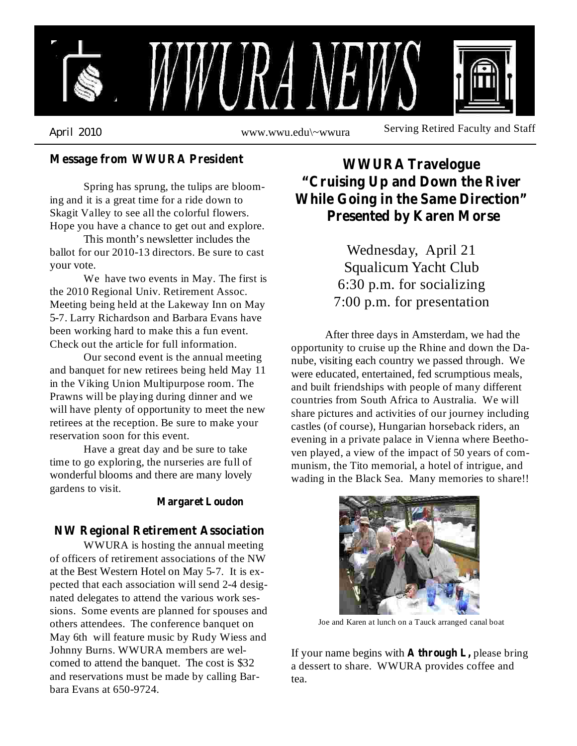# WWURA NEWS

April 2010 www.wwu.edu\~wwura Serving Retired Faculty and Staff

## Message from WWURA President

Spring has sprung, the tulips are blooming and it is a great time for a ride down to Skagit Valley to see all the colorful flowers. Hope you have a chance to get out and explore.

This month's newsletter includes the ballot for our 2010-13 directors. Be sure to cast your vote.

We have two events in May. The first is the 2010 Regional Univ. Retirement Assoc. Meeting being held at the Lakeway Inn on May 5-7. Larry Richardson and Barbara Evans have been working hard to make this a fun event. Check out the article for full information.

Our second event is the annual meeting and banquet for new retirees being held May 11 in the Viking Union Multipurpose room. The Prawns will be playing during dinner and we will have plenty of opportunity to meet the new retirees at the reception. Be sure to make your reservation soon for this event.

Have a great day and be sure to take time to go exploring, the nurseries are full of wonderful blooms and there are many lovely gardens to visit.

**Margaret Loudon**

## NW Regional Retirement Association

WWURA is hosting the annual meeting of officers of retirement associations of the NW at the Best Western Hotel on May 5-7. It is expected that each association will send 2-4 designated delegates to attend the various work sessions. Some events are planned for spouses and others attendees. The conference banquet on May 6th will feature music by Rudy Wiess and Johnny Burns. WWURA members are welcomed to attend the banquet. The cost is $32 and reservations must be made by calling Barbara Evans at 650-9724.

## WWURA Travelogue "Cruising Up and Down the River While Going in the Same Direction" Presented by Karen Morse

Wednesday, April 21
Squalicum Yacht Club
6:30 p.m. for socializing
7:00 p.m. for presentation

After three days in Amsterdam, we had the opportunity to cruise up the Rhine and down the Danube, visiting each country we passed through. We were educated, entertained, fed scrumptious meals, and built friendships with people of many different countries from South Africa to Australia. We will share pictures and activities of our journey including castles (of course), Hungarian horseback riders, an evening in a private palace in Vienna where Beethoven played, a view of the impact of 50 years of communism, the Tito memorial, a hotel of intrigue, and wading in the Black Sea. Many memories to share!!

Joe and Karen at lunch on a Tauck arranged canal boat

If your name begins with **A through L,** please bring a dessert to share. WWURA provides coffee and tea.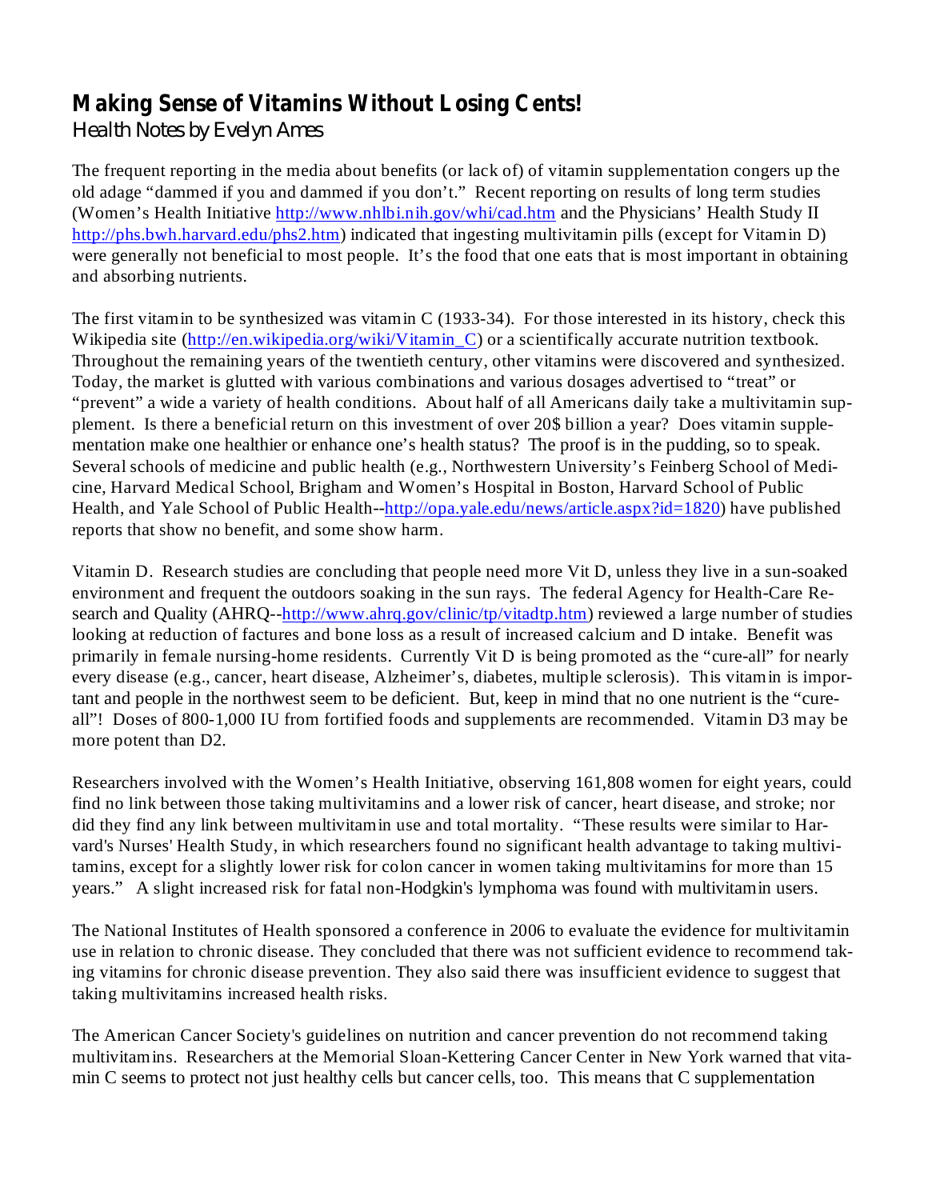## **Making Sense of Vitamins Without Losing Cents!**

*Health Notes by Evelyn Ames*

The frequent reporting in the media about benefits (or lack of) of vitamin supplementation congers up the old adage "dammed if you and dammed if you don't." Recent reporting on results of long term studies (Women's Health Initiative http://www.nhlbi.nih.gov/whi/cad.htm and the Physicians' Health Study II http://phs.bwh.harvard.edu/phs2.htm) indicated that ingesting multivitamin pills (except for Vitamin D) were generally not beneficial to most people. It's the food that one eats that is most important in obtaining and absorbing nutrients.

The first vitamin to be synthesized was vitamin C (1933-34). For those interested in its history, check this Wikipedia site (http://en.wikipedia.org/wiki/Vitamin_C) or a scientifically accurate nutrition textbook. Throughout the remaining years of the twentieth century, other vitamins were discovered and synthesized. Today, the market is glutted with various combinations and various dosages advertised to "treat" or "prevent" a wide a variety of health conditions. About half of all Americans daily take a multivitamin supplement. Is there a beneficial return on this investment of over 20$ billion a year? Does vitamin supplementation make one healthier or enhance one's health status? The proof is in the pudding, so to speak. Several schools of medicine and public health (e.g., Northwestern University's Feinberg School of Medicine, Harvard Medical School, Brigham and Women's Hospital in Boston, Harvard School of Public Health, and Yale School of Public Health--http://opa.yale.edu/news/article.aspx?id=1820) have published reports that show no benefit, and some show harm.

Vitamin D. Research studies are concluding that people need more Vit D, unless they live in a sun-soaked environment and frequent the outdoors soaking in the sun rays. The federal Agency for Health-Care Research and Quality (AHRQ--http://www.ahrq.gov/clinic/tp/vitadtp.htm) reviewed a large number of studies looking at reduction of factures and bone loss as a result of increased calcium and D intake. Benefit was primarily in female nursing-home residents. Currently Vit D is being promoted as the "cure-all" for nearly every disease (e.g., cancer, heart disease, Alzheimer's, diabetes, multiple sclerosis). This vitamin is important and people in the northwest seem to be deficient. But, keep in mind that no one nutrient is the "cure-all"! Doses of 800-1,000 IU from fortified foods and supplements are recommended. Vitamin D3 may be more potent than D2.

Researchers involved with the Women's Health Initiative, observing 161,808 women for eight years, could find no link between those taking multivitamins and a lower risk of cancer, heart disease, and stroke; nor did they find any link between multivitamin use and total mortality. "These results were similar to Harvard's Nurses' Health Study, in which researchers found no significant health advantage to taking multivitamins, except for a slightly lower risk for colon cancer in women taking multivitamins for more than 15 years." A slight increased risk for fatal non-Hodgkin's lymphoma was found with multivitamin users.

The National Institutes of Health sponsored a conference in 2006 to evaluate the evidence for multivitamin use in relation to chronic disease. They concluded that there was not sufficient evidence to recommend taking vitamins for chronic disease prevention. They also said there was insufficient evidence to suggest that taking multivitamins increased health risks.

The American Cancer Society's guidelines on nutrition and cancer prevention do not recommend taking multivitamins. Researchers at the Memorial Sloan-Kettering Cancer Center in New York warned that vitamin C seems to protect not just healthy cells but cancer cells, too. This means that C supplementation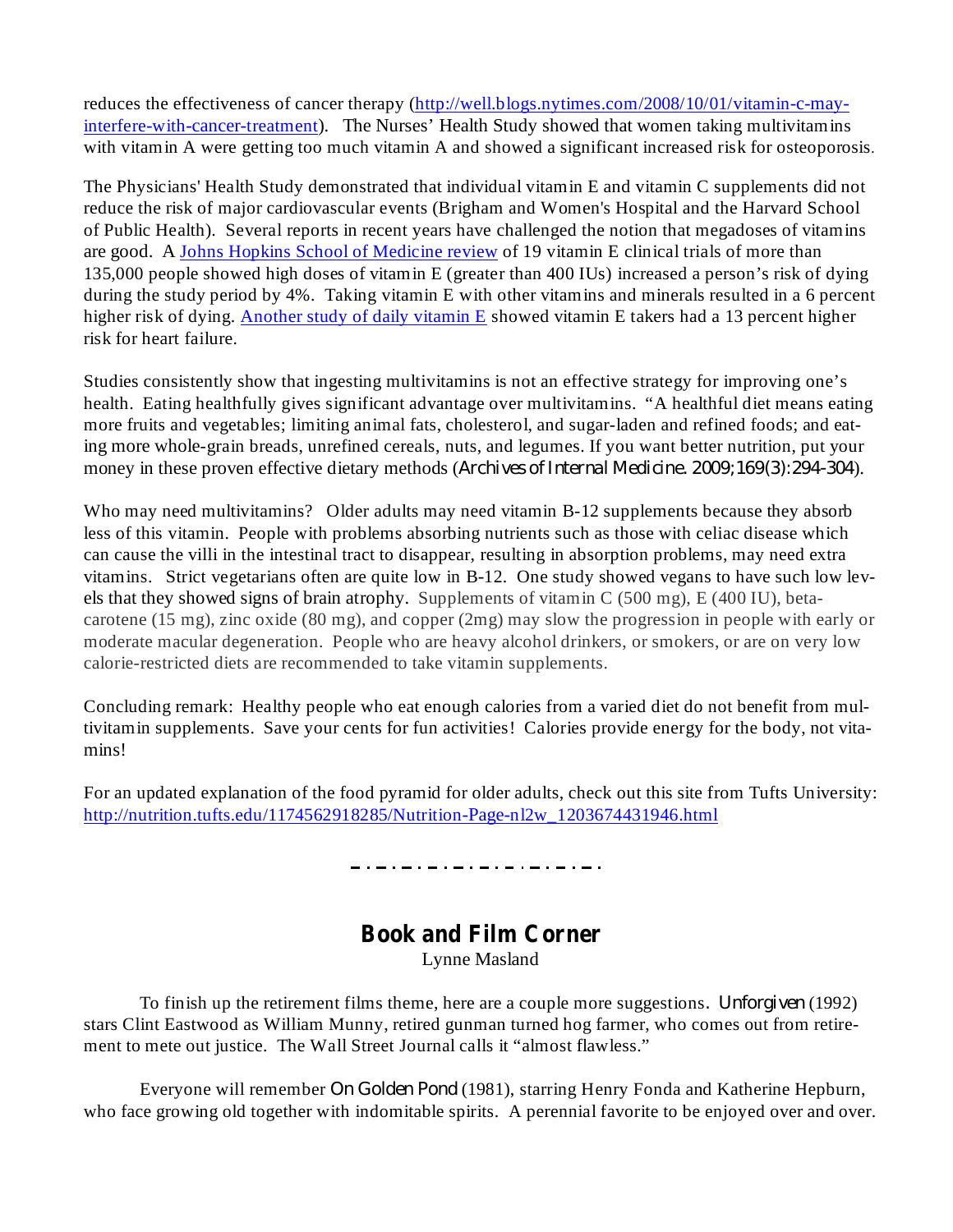reduces the effectiveness of cancer therapy ([http://well.blogs.nytimes.com/2008/10/01/vitamin-c-may-interfere-with-cancer-treatment](http://well.blogs.nytimes.com/2008/10/01/vitamin-c-may-interfere-with-cancer-treatment)). The Nurses' Health Study showed that women taking multivitamins with vitamin A were getting too much vitamin A and showed a significant increased risk for osteoporosis.

The Physicians' Health Study demonstrated that individual vitamin E and vitamin C supplements did not reduce the risk of major cardiovascular events (Brigham and Women's Hospital and the Harvard School of Public Health). Several reports in recent years have challenged the notion that megadoses of vitamins are good. A Johns Hopkins School of Medicine review of 19 vitamin E clinical trials of more than 135,000 people showed high doses of vitamin E (greater than 400 IUs) increased a person's risk of dying during the study period by 4%. Taking vitamin E with other vitamins and minerals resulted in a 6 percent higher risk of dying. Another study of daily vitamin E showed vitamin E takers had a 13 percent higher risk for heart failure.

Studies consistently show that ingesting multivitamins is not an effective strategy for improving one's health. Eating healthfully gives significant advantage over multivitamins. "A healthful diet means eating more fruits and vegetables; limiting animal fats, cholesterol, and sugar-laden and refined foods; and eating more whole-grain breads, unrefined cereals, nuts, and legumes. If you want better nutrition, put your money in these proven effective dietary methods (*Archives of Internal Medicine*. 2009;169(3):294-304).

Who may need multivitamins? Older adults may need vitamin B-12 supplements because they absorb less of this vitamin. People with problems absorbing nutrients such as those with celiac disease which can cause the villi in the intestinal tract to disappear, resulting in absorption problems, may need extra vitamins. Strict vegetarians often are quite low in B-12. One study showed vegans to have such low levels that they showed signs of brain atrophy. Supplements of vitamin C (500 mg), E (400 IU), beta-carotene (15 mg), zinc oxide (80 mg), and copper (2mg) may slow the progression in people with early or moderate macular degeneration. People who are heavy alcohol drinkers, or smokers, or are on very low calorie-restricted diets are recommended to take vitamin supplements.

Concluding remark: Healthy people who eat enough calories from a varied diet do not benefit from multivitamin supplements. Save your cents for fun activities! Calories provide energy for the body, not vitamins!

For an updated explanation of the food pyramid for older adults, check out this site from Tufts University: [http://nutrition.tufts.edu/1174562918285/Nutrition-Page-nl2w_1203674431946.html](http://nutrition.tufts.edu/1174562918285/Nutrition-Page-nl2w_1203674431946.html)

---

## Book and Film Corner

Lynne Masland

To finish up the retirement films theme, here are a couple more suggestions. *Unforgiven* (1992) stars Clint Eastwood as William Munny, retired gunman turned hog farmer, who comes out from retirement to mete out justice. The Wall Street Journal calls it "almost flawless."

Everyone will remember *On Golden Pond* (1981), starring Henry Fonda and Katherine Hepburn, who face growing old together with indomitable spirits. A perennial favorite to be enjoyed over and over.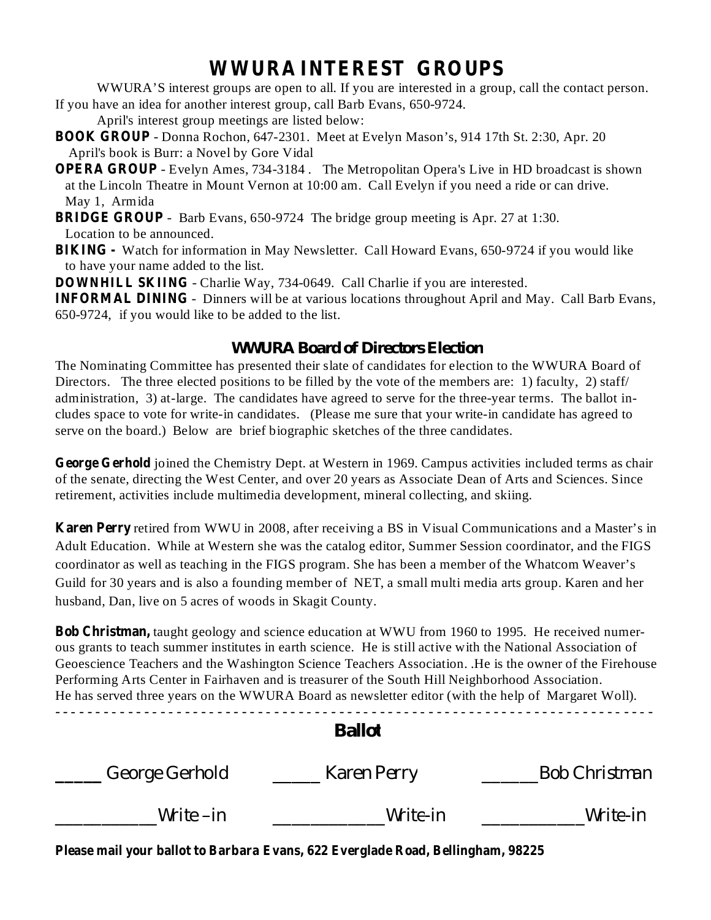# WWURA INTEREST GROUPS

WWURA'S interest groups are open to all. If you are interested in a group, call the contact person. If you have an idea for another interest group, call Barb Evans, 650-9724.

April's interest group meetings are listed below:

**BOOK GROUP** - Donna Rochon, 647-2301. Meet at Evelyn Mason's, 914 17th St. 2:30, Apr. 20
April's book is Burr: a Novel by Gore Vidal

**OPERA GROUP** - Evelyn Ames, 734-3184 . The Metropolitan Opera's Live in HD broadcast is shown at the Lincoln Theatre in Mount Vernon at 10:00 am. Call Evelyn if you need a ride or can drive.
May 1, Armida

**BRIDGE GROUP** - Barb Evans, 650-9724 The bridge group meeting is Apr. 27 at 1:30.
Location to be announced.

**BIKING -** Watch for information in May Newsletter. Call Howard Evans, 650-9724 if you would like to have your name added to the list.

**DOWNHILL SKIING** - Charlie Way, 734-0649. Call Charlie if you are interested.

**INFORMAL DINING** - Dinners will be at various locations throughout April and May. Call Barb Evans, 650-9724, if you would like to be added to the list.

## WWURA Board of Directors Election

The Nominating Committee has presented their slate of candidates for election to the WWURA Board of Directors. The three elected positions to be filled by the vote of the members are: 1) faculty, 2) staff/administration, 3) at-large. The candidates have agreed to serve for the three-year terms. The ballot includes space to vote for write-in candidates. (Please me sure that your write-in candidate has agreed to serve on the board.) Below are brief biographic sketches of the three candidates.

**George Gerhold** joined the Chemistry Dept. at Western in 1969. Campus activities included terms as chair of the senate, directing the West Center, and over 20 years as Associate Dean of Arts and Sciences. Since retirement, activities include multimedia development, mineral collecting, and skiing.

**Karen Perry** retired from WWU in 2008, after receiving a BS in Visual Communications and a Master's in Adult Education. While at Western she was the catalog editor, Summer Session coordinator, and the FIGS coordinator as well as teaching in the FIGS program. She has been a member of the Whatcom Weaver's Guild for 30 years and is also a founding member of NET, a small multi media arts group. Karen and her husband, Dan, live on 5 acres of woods in Skagit County.

**Bob Christman,** taught geology and science education at WWU from 1960 to 1995. He received numerous grants to teach summer institutes in earth science. He is still active with the National Association of Geoescience Teachers and the Washington Science Teachers Association. .He is the owner of the Firehouse Performing Arts Center in Fairhaven and is treasurer of the South Hill Neighborhood Association. He has served three years on the WWURA Board as newsletter editor (with the help of Margaret Woll).

- - - - - - - - - - - - - - - - - - - - - - - - - - - - - - - - - - - - - - - - - - - - - - - - - - - - - - - -

## Ballot

_____ George Gerhold     _____ Karen Perry     ______Bob Christman

___________Write –in     ____________Write-in     ___________Write-in

**Please mail your ballot to Barbara Evans, 622 Everglade Road, Bellingham, 98225**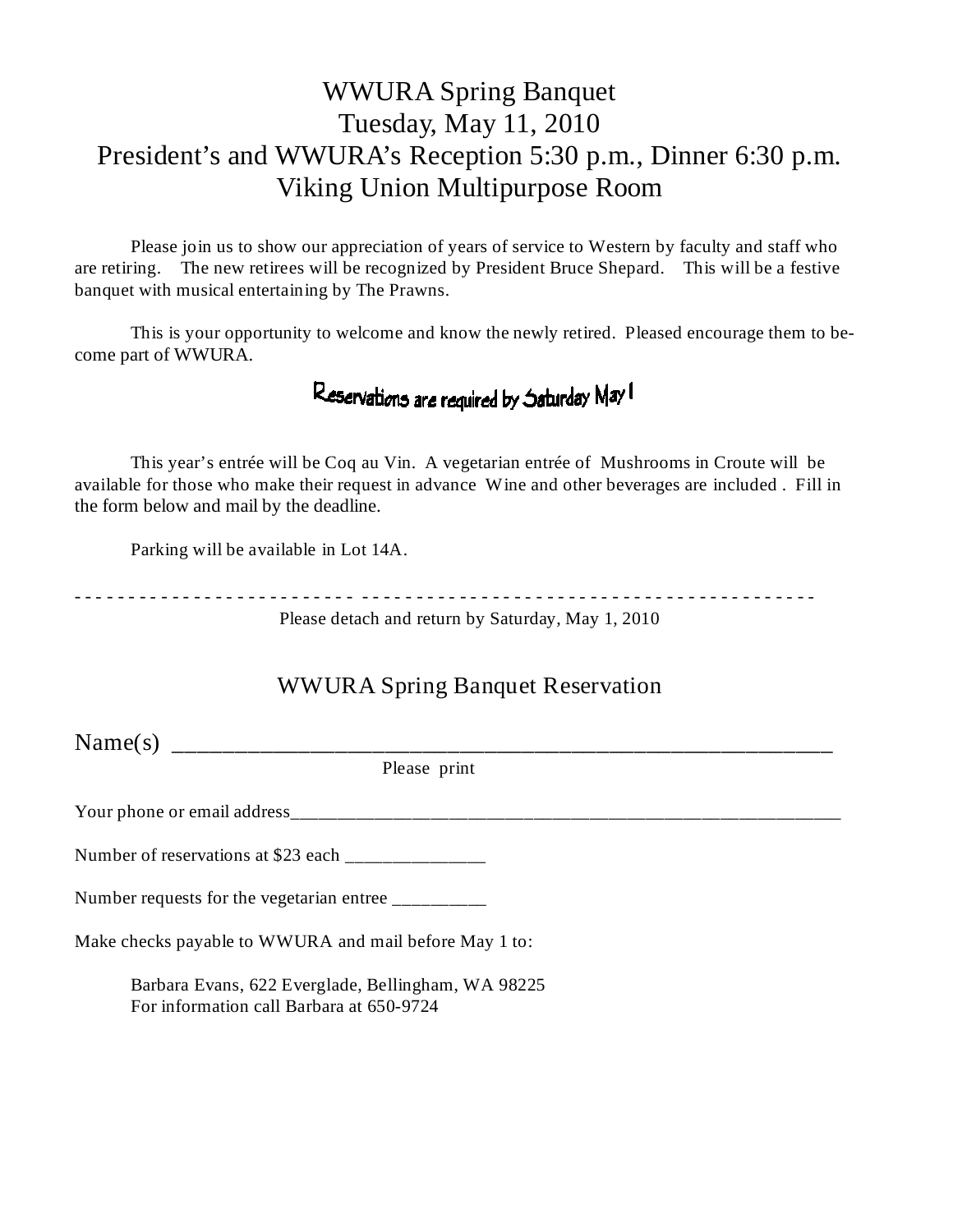# WWURA Spring Banquet
## Tuesday, May 11, 2010
## President's and WWURA's Reception 5:30 p.m., Dinner 6:30 p.m.
## Viking Union Multipurpose Room

Please join us to show our appreciation of years of service to Western by faculty and staff who are retiring. The new retirees will be recognized by President Bruce Shepard. This will be a festive banquet with musical entertaining by The Prawns.

This is your opportunity to welcome and know the newly retired. Pleased encourage them to become part of WWURA.

**Reservations are required by Saturday May 1**

This year's entrée will be Coq au Vin. A vegetarian entrée of Mushrooms in Croute will be available for those who make their request in advance Wine and other beverages are included . Fill in the form below and mail by the deadline.

Parking will be available in Lot 14A.

- - - - - - - - - - - - - - - - - - - - - - - - - - - - - - - - - - - - - - - - - - - - - - - - - - - - - - - - - - - - - - - - - -

Please detach and return by Saturday, May 1, 2010

## WWURA Spring Banquet Reservation

Name(s) ____________________________________________________________

Please print

Your phone or email address______________________________________________________________

Number of reservations at $23 each _______________

Number requests for the vegetarian entree __________

Make checks payable to WWURA and mail before May 1 to:

Barbara Evans, 622 Everglade, Bellingham, WA 98225
For information call Barbara at 650-9724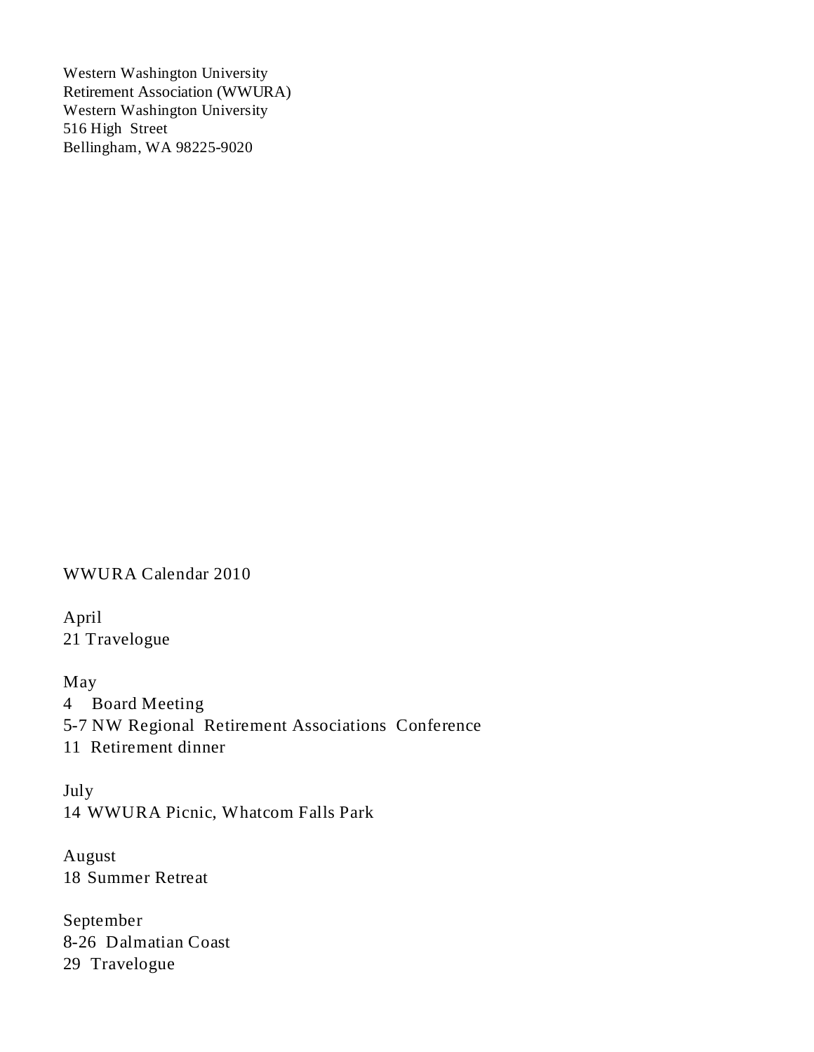Western Washington University
Retirement Association (WWURA)
Western Washington University
516 High Street
Bellingham, WA 98225-9020

WWURA Calendar 2010

April
21 Travelogue

May
4 Board Meeting
5-7 NW Regional Retirement Associations Conference
11 Retirement dinner

July
14 WWURA Picnic, Whatcom Falls Park

August
18 Summer Retreat

September
8-26 Dalmatian Coast
29 Travelogue